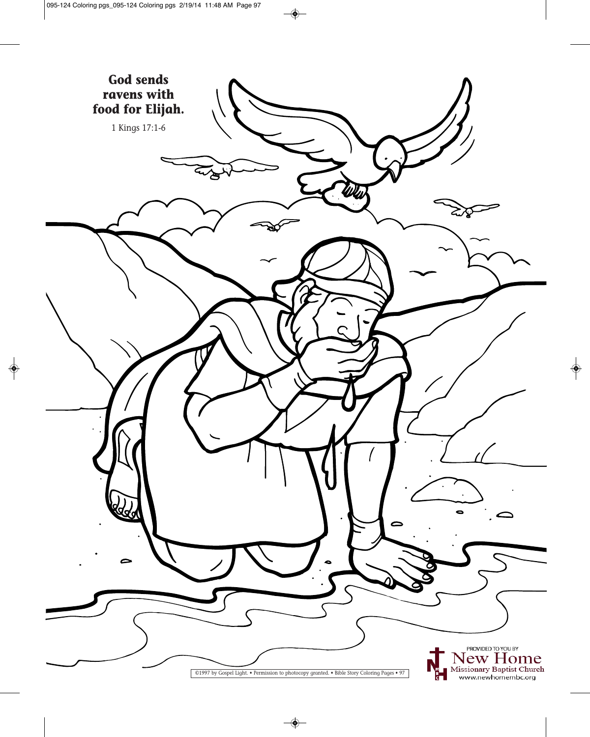**God sends ravens with food for Elijah.**

1 Kings 17:1-6

©1997 by Gospel Light. • Permission to photocopy granted. • Bible Story Coloring Pages • 97

PROVIDED TO YOU BY
New Home
Missionary Baptist Church
www.newhomembc.org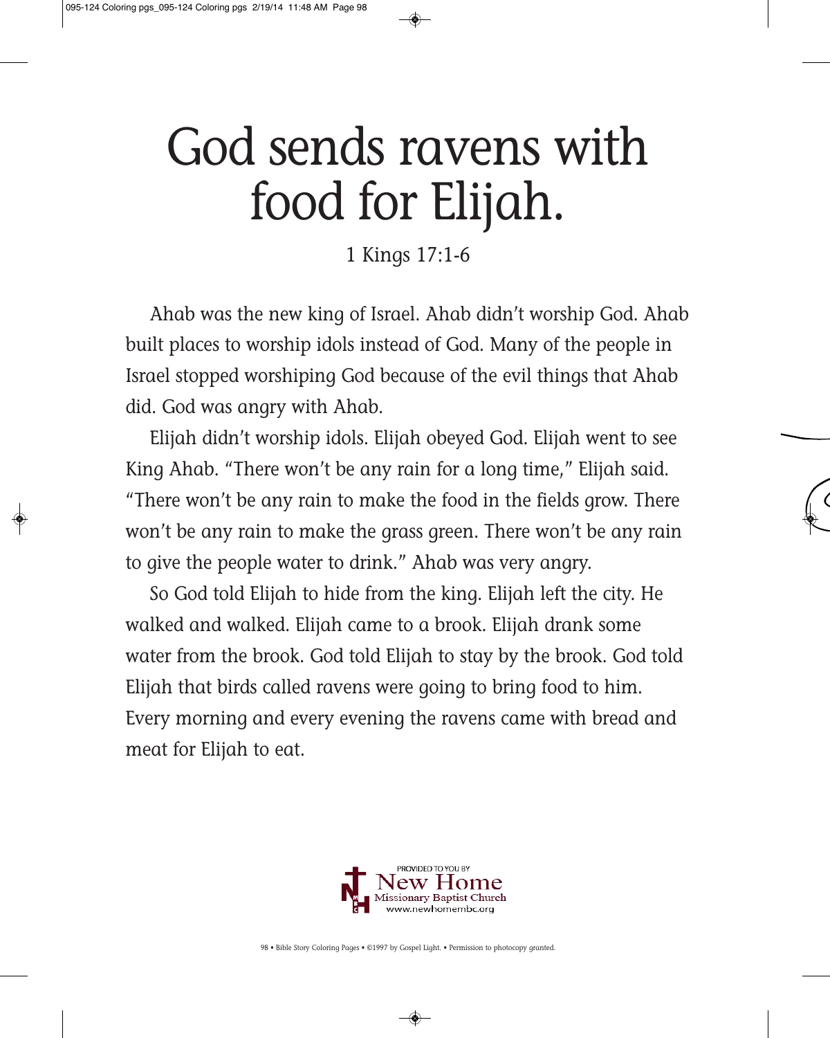# God sends ravens with food for Elijah.

1 Kings 17:1-6

Ahab was the new king of Israel. Ahab didn't worship God. Ahab built places to worship idols instead of God. Many of the people in Israel stopped worshiping God because of the evil things that Ahab did. God was angry with Ahab.

Elijah didn't worship idols. Elijah obeyed God. Elijah went to see King Ahab. "There won't be any rain for a long time," Elijah said. "There won't be any rain to make the food in the fields grow. There won't be any rain to make the grass green. There won't be any rain to give the people water to drink." Ahab was very angry.

So God told Elijah to hide from the king. Elijah left the city. He walked and walked. Elijah came to a brook. Elijah drank some water from the brook. God told Elijah to stay by the brook. God told Elijah that birds called ravens were going to bring food to him. Every morning and every evening the ravens came with bread and meat for Elijah to eat.

PROVIDED TO YOU BY
New Home
Missionary Baptist Church
www.newhomembc.org

Bible Story Coloring Pages • ©1997 by Gospel Light. • Permission to photocopy granted.